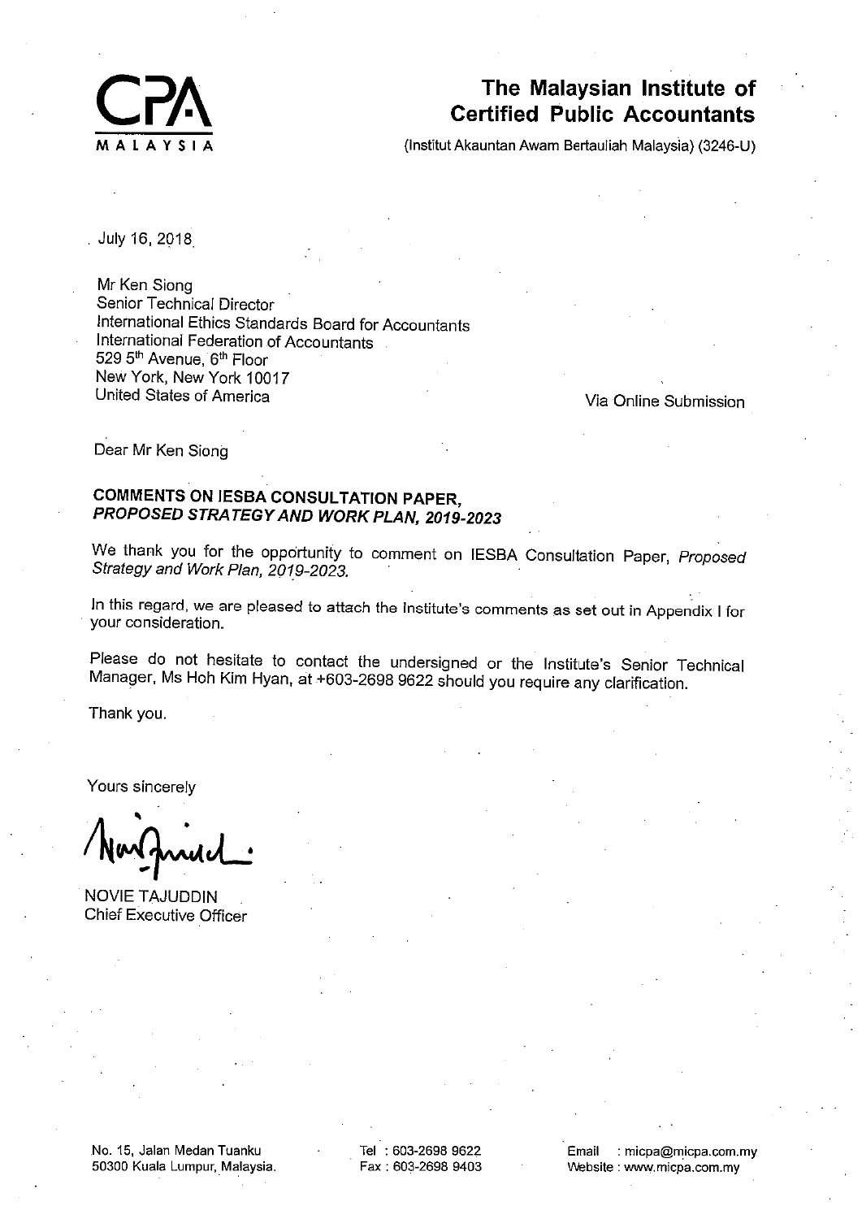**CPA**
**MALAYSIA**

# The Malaysian Institute of Certified Public Accountants

(Institut Akauntan Awam Bertauliah Malaysia) (3246-U)

July 16, 2018

Mr Ken Siong
Senior Technical Director
International Ethics Standards Board for Accountants
International Federation of Accountants
529 5th Avenue, 6th Floor
New York, New York 10017
United States of America

Via Online Submission

Dear Mr Ken Siong

**COMMENTS ON IESBA CONSULTATION PAPER,**
***PROPOSED STRATEGY AND WORK PLAN, 2019-2023***

We thank you for the opportunity to comment on IESBA Consultation Paper, *Proposed Strategy and Work Plan, 2019-2023.*

In this regard, we are pleased to attach the Institute's comments as set out in Appendix I for your consideration.

Please do not hesitate to contact the undersigned or the Institute's Senior Technical Manager, Ms Hoh Kim Hyan, at +603-2698 9622 should you require any clarification.

Thank you.

Yours sincerely

NOVIE TAJUDDIN
Chief Executive Officer

No. 15, Jalan Medan Tuanku
50300 Kuala Lumpur, Malaysia.

Tel : 603-2698 9622
Fax : 603-2698 9403

Email : micpa@micpa.com.my
Website : www.micpa.com.my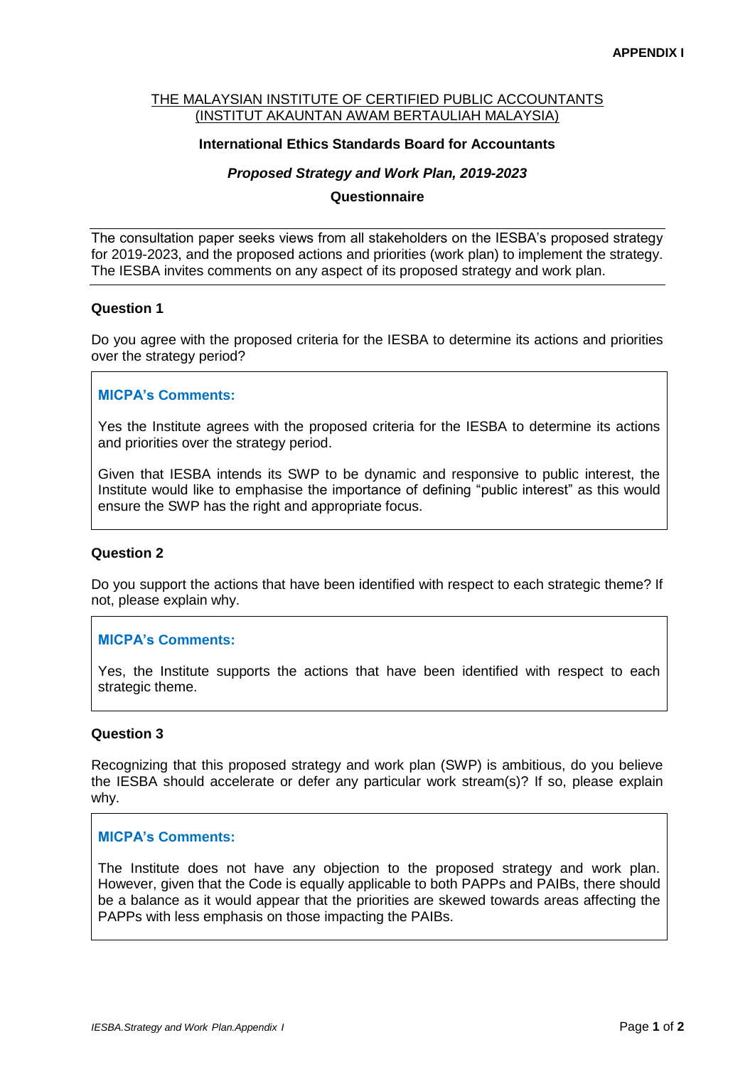**APPENDIX I**

THE MALAYSIAN INSTITUTE OF CERTIFIED PUBLIC ACCOUNTANTS
(INSTITUT AKAUNTAN AWAM BERTAULIAH MALAYSIA)

**International Ethics Standards Board for Accountants**

***Proposed Strategy and Work Plan, 2019-2023***

**Questionnaire**

The consultation paper seeks views from all stakeholders on the IESBA's proposed strategy for 2019-2023, and the proposed actions and priorities (work plan) to implement the strategy. The IESBA invites comments on any aspect of its proposed strategy and work plan.

**Question 1**

Do you agree with the proposed criteria for the IESBA to determine its actions and priorities over the strategy period?

**MICPA's Comments:**

Yes the Institute agrees with the proposed criteria for the IESBA to determine its actions and priorities over the strategy period.

Given that IESBA intends its SWP to be dynamic and responsive to public interest, the Institute would like to emphasise the importance of defining "public interest" as this would ensure the SWP has the right and appropriate focus.

**Question 2**

Do you support the actions that have been identified with respect to each strategic theme? If not, please explain why.

**MICPA's Comments:**

Yes, the Institute supports the actions that have been identified with respect to each strategic theme.

**Question 3**

Recognizing that this proposed strategy and work plan (SWP) is ambitious, do you believe the IESBA should accelerate or defer any particular work stream(s)? If so, please explain why.

**MICPA's Comments:**

The Institute does not have any objection to the proposed strategy and work plan. However, given that the Code is equally applicable to both PAPPs and PAIBs, there should be a balance as it would appear that the priorities are skewed towards areas affecting the PAPPs with less emphasis on those impacting the PAIBs.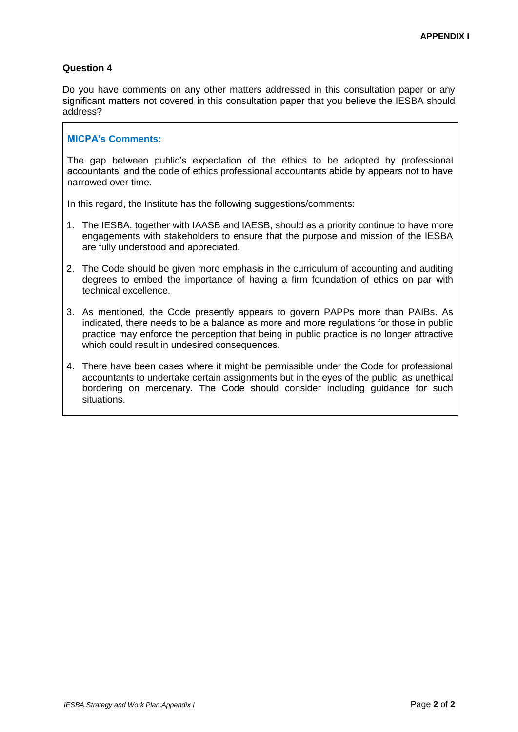**APPENDIX I**

**Question 4**

Do you have comments on any other matters addressed in this consultation paper or any significant matters not covered in this consultation paper that you believe the IESBA should address?

**MICPA's Comments:**

The gap between public's expectation of the ethics to be adopted by professional accountants' and the code of ethics professional accountants abide by appears not to have narrowed over time.

In this regard, the Institute has the following suggestions/comments:

1. The IESBA, together with IAASB and IAESB, should as a priority continue to have more engagements with stakeholders to ensure that the purpose and mission of the IESBA are fully understood and appreciated.
2. The Code should be given more emphasis in the curriculum of accounting and auditing degrees to embed the importance of having a firm foundation of ethics on par with technical excellence.
3. As mentioned, the Code presently appears to govern PAPPs more than PAIBs. As indicated, there needs to be a balance as more and more regulations for those in public practice may enforce the perception that being in public practice is no longer attractive which could result in undesired consequences.
4. There have been cases where it might be permissible under the Code for professional accountants to undertake certain assignments but in the eyes of the public, as unethical bordering on mercenary. The Code should consider including guidance for such situations.